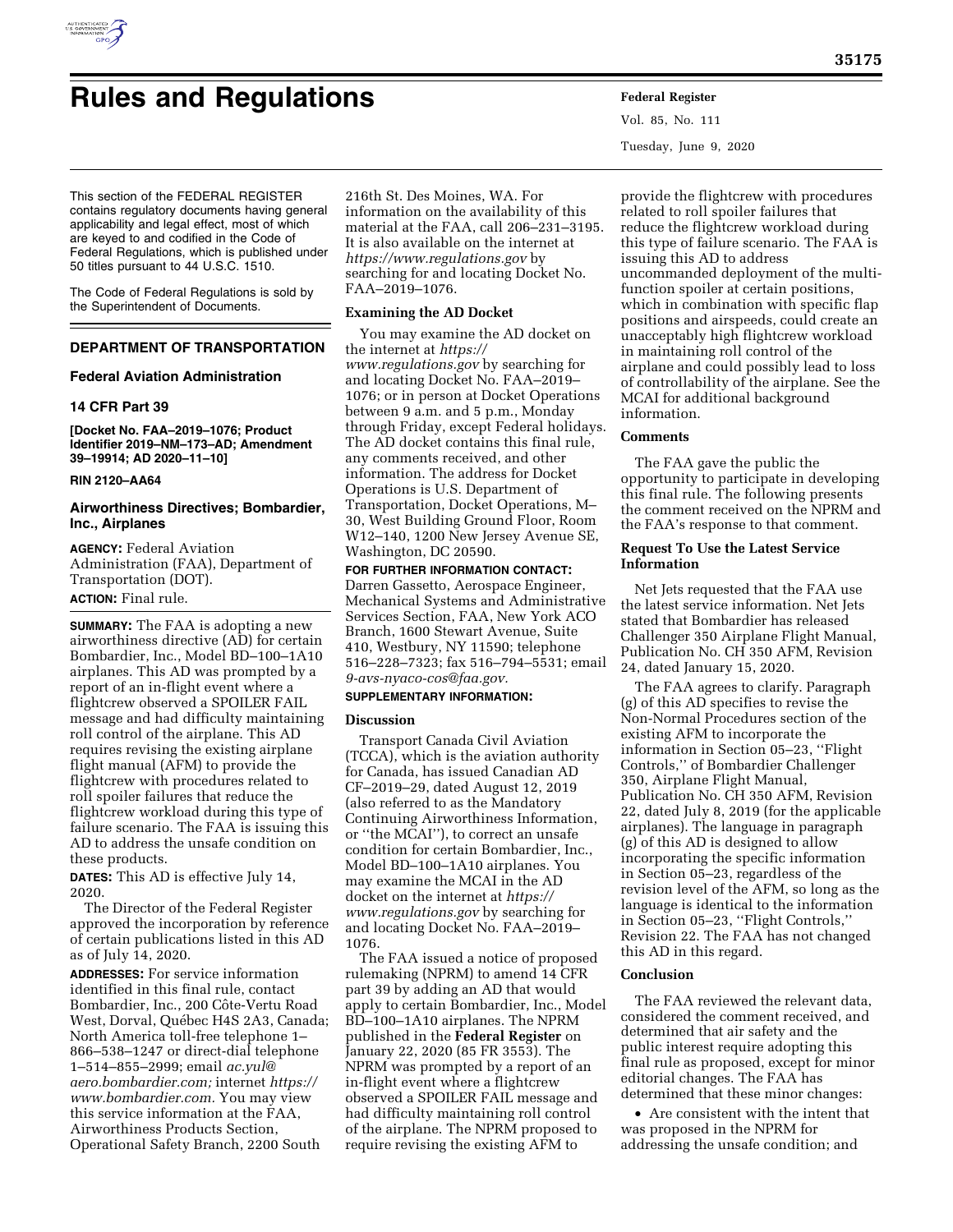# Rules and Regulations

This section of the FEDERAL REGISTER contains regulatory documents having general applicability and legal effect, most of which are keyed to and codified in the Code of Federal Regulations, which is published under 50 titles pursuant to 44 U.S.C. 1510.

The Code of Federal Regulations is sold by the Superintendent of Documents.

## DEPARTMENT OF TRANSPORTATION

### Federal Aviation Administration

### 14 CFR Part 39

**[Docket No. FAA–2019–1076; Product Identifier 2019–NM–173–AD; Amendment 39–19914; AD 2020–11–10]**

**RIN 2120–AA64**

### Airworthiness Directives; Bombardier, Inc., Airplanes

**AGENCY:** Federal Aviation Administration (FAA), Department of Transportation (DOT).

**ACTION:** Final rule.

**SUMMARY:** The FAA is adopting a new airworthiness directive (AD) for certain Bombardier, Inc., Model BD–100–1A10 airplanes. This AD was prompted by a report of an in-flight event where a flightcrew observed a SPOILER FAIL message and had difficulty maintaining roll control of the airplane. This AD requires revising the existing airplane flight manual (AFM) to provide the flightcrew with procedures related to roll spoiler failures that reduce the flightcrew workload during this type of failure scenario. The FAA is issuing this AD to address the unsafe condition on these products.

**DATES:** This AD is effective July 14, 2020.

The Director of the Federal Register approved the incorporation by reference of certain publications listed in this AD as of July 14, 2020.

**ADDRESSES:** For service information identified in this final rule, contact Bombardier, Inc., 200 Côte-Vertu Road West, Dorval, Québec H4S 2A3, Canada; North America toll-free telephone 1–866–538–1247 or direct-dial telephone 1–514–855–2999; email *ac.yul@aero.bombardier.com;* internet *https://www.bombardier.com.* You may view this service information at the FAA, Airworthiness Products Section, Operational Safety Branch, 2200 South 216th St. Des Moines, WA. For information on the availability of this material at the FAA, call 206–231–3195. It is also available on the internet at *https://www.regulations.gov* by searching for and locating Docket No. FAA–2019–1076.

**Examining the AD Docket**

You may examine the AD docket on the internet at *https://www.regulations.gov* by searching for and locating Docket No. FAA–2019–1076; or in person at Docket Operations between 9 a.m. and 5 p.m., Monday through Friday, except Federal holidays. The AD docket contains this final rule, any comments received, and other information. The address for Docket Operations is U.S. Department of Transportation, Docket Operations, M–30, West Building Ground Floor, Room W12–140, 1200 New Jersey Avenue SE, Washington, DC 20590.

**FOR FURTHER INFORMATION CONTACT:** Darren Gassetto, Aerospace Engineer, Mechanical Systems and Administrative Services Section, FAA, New York ACO Branch, 1600 Stewart Avenue, Suite 410, Westbury, NY 11590; telephone 516–228–7323; fax 516–794–5531; email *9-avs-nyaco-cos@faa.gov.*

**SUPPLEMENTARY INFORMATION:**

**Discussion**

Transport Canada Civil Aviation (TCCA), which is the aviation authority for Canada, has issued Canadian AD CF–2019–29, dated August 12, 2019 (also referred to as the Mandatory Continuing Airworthiness Information, or ''the MCAI''), to correct an unsafe condition for certain Bombardier, Inc., Model BD–100–1A10 airplanes. You may examine the MCAI in the AD docket on the internet at *https://www.regulations.gov* by searching for and locating Docket No. FAA–2019–1076.

The FAA issued a notice of proposed rulemaking (NPRM) to amend 14 CFR part 39 by adding an AD that would apply to certain Bombardier, Inc., Model BD–100–1A10 airplanes. The NPRM published in the **Federal Register** on January 22, 2020 (85 FR 3553). The NPRM was prompted by a report of an in-flight event where a flightcrew observed a SPOILER FAIL message and had difficulty maintaining roll control of the airplane. The NPRM proposed to require revising the existing AFM to provide the flightcrew with procedures related to roll spoiler failures that reduce the flightcrew workload during this type of failure scenario. The FAA is issuing this AD to address uncommanded deployment of the multi-function spoiler at certain positions, which in combination with specific flap positions and airspeeds, could create an unacceptably high flightcrew workload in maintaining roll control of the airplane and could possibly lead to loss of controllability of the airplane. See the MCAI for additional background information.

**Comments**

The FAA gave the public the opportunity to participate in developing this final rule. The following presents the comment received on the NPRM and the FAA's response to that comment.

**Request To Use the Latest Service Information**

Net Jets requested that the FAA use the latest service information. Net Jets stated that Bombardier has released Challenger 350 Airplane Flight Manual, Publication No. CH 350 AFM, Revision 24, dated January 15, 2020.

The FAA agrees to clarify. Paragraph (g) of this AD specifies to revise the Non-Normal Procedures section of the existing AFM to incorporate the information in Section 05–23, ''Flight Controls,'' of Bombardier Challenger 350, Airplane Flight Manual, Publication No. CH 350 AFM, Revision 22, dated July 8, 2019 (for the applicable airplanes). The language in paragraph (g) of this AD is designed to allow incorporating the specific information in Section 05–23, regardless of the revision level of the AFM, so long as the language is identical to the information in Section 05–23, ''Flight Controls,'' Revision 22. The FAA has not changed this AD in this regard.

**Conclusion**

The FAA reviewed the relevant data, considered the comment received, and determined that air safety and the public interest require adopting this final rule as proposed, except for minor editorial changes. The FAA has determined that these minor changes:

- Are consistent with the intent that was proposed in the NPRM for addressing the unsafe condition; and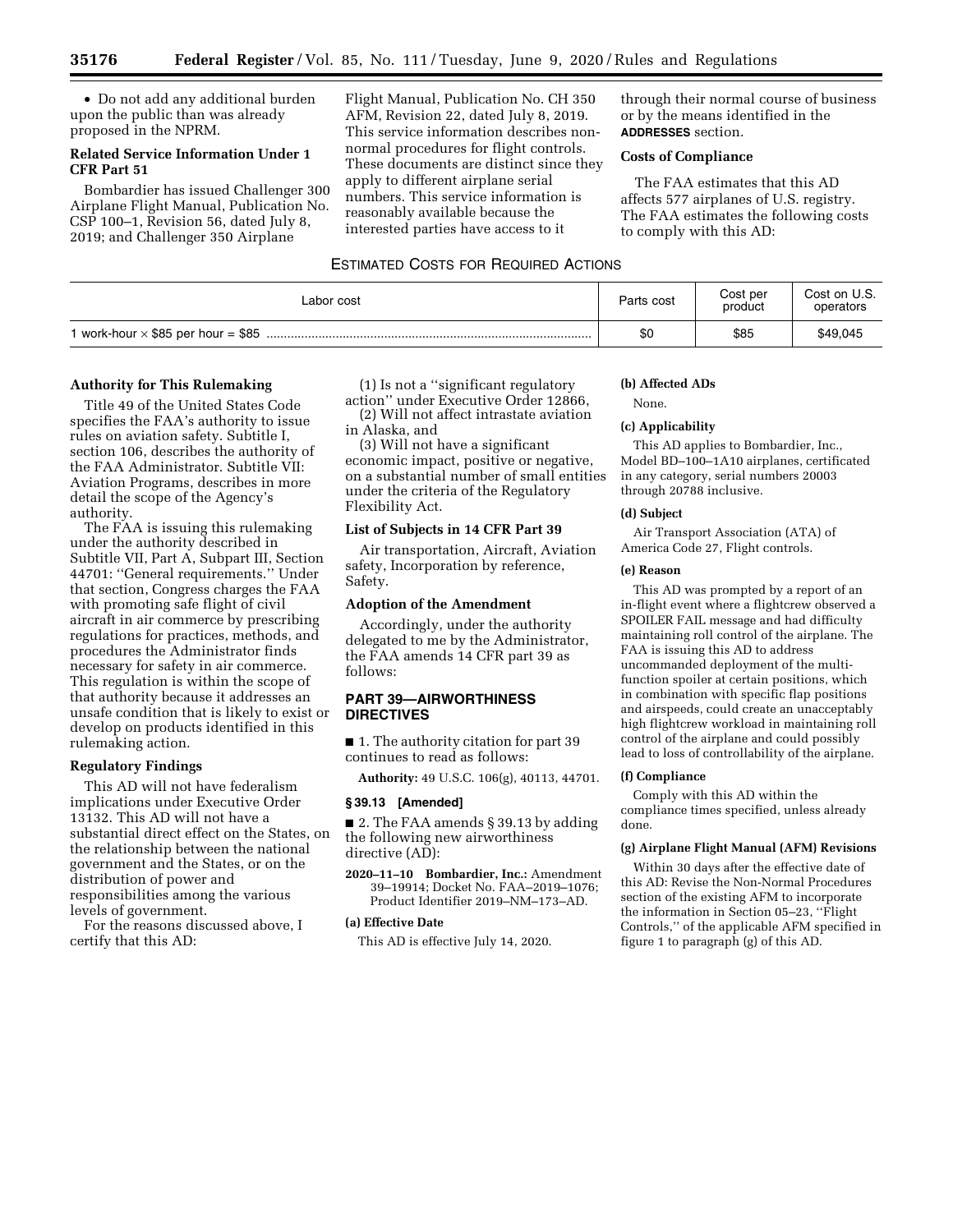- Do not add any additional burden upon the public than was already proposed in the NPRM.

**Related Service Information Under 1 CFR Part 51**

Bombardier has issued Challenger 300 Airplane Flight Manual, Publication No. CSP 100–1, Revision 56, dated July 8, 2019; and Challenger 350 Airplane Flight Manual, Publication No. CH 350 AFM, Revision 22, dated July 8, 2019. This service information describes non-normal procedures for flight controls. These documents are distinct since they apply to different airplane serial numbers. This service information is reasonably available because the interested parties have access to it through their normal course of business or by the means identified in the **ADDRESSES** section.

**Costs of Compliance**

The FAA estimates that this AD affects 577 airplanes of U.S. registry. The FAA estimates the following costs to comply with this AD:

ESTIMATED COSTS FOR REQUIRED ACTIONS

| Labor cost | Parts cost | Cost per product | Cost on U.S. operators |
|---|---|---|---|
| 1 work-hour × $85 per hour = $85 | $0 | $85 | $49,045 |

**Authority for This Rulemaking**

Title 49 of the United States Code specifies the FAA's authority to issue rules on aviation safety. Subtitle I, section 106, describes the authority of the FAA Administrator. Subtitle VII: Aviation Programs, describes in more detail the scope of the Agency's authority.

The FAA is issuing this rulemaking under the authority described in Subtitle VII, Part A, Subpart III, Section 44701: ''General requirements.'' Under that section, Congress charges the FAA with promoting safe flight of civil aircraft in air commerce by prescribing regulations for practices, methods, and procedures the Administrator finds necessary for safety in air commerce. This regulation is within the scope of that authority because it addresses an unsafe condition that is likely to exist or develop on products identified in this rulemaking action.

**Regulatory Findings**

This AD will not have federalism implications under Executive Order 13132. This AD will not have a substantial direct effect on the States, on the relationship between the national government and the States, or on the distribution of power and responsibilities among the various levels of government.

For the reasons discussed above, I certify that this AD:

(1) Is not a ''significant regulatory action'' under Executive Order 12866,

(2) Will not affect intrastate aviation in Alaska, and

(3) Will not have a significant economic impact, positive or negative, on a substantial number of small entities under the criteria of the Regulatory Flexibility Act.

**List of Subjects in 14 CFR Part 39**

Air transportation, Aircraft, Aviation safety, Incorporation by reference, Safety.

**Adoption of the Amendment**

Accordingly, under the authority delegated to me by the Administrator, the FAA amends 14 CFR part 39 as follows:

## PART 39—AIRWORTHINESS DIRECTIVES

■ 1. The authority citation for part 39 continues to read as follows:

**Authority:** 49 U.S.C. 106(g), 40113, 44701.

**§ 39.13 [Amended]**

■ 2. The FAA amends § 39.13 by adding the following new airworthiness directive (AD):

**2020–11–10 Bombardier, Inc.:** Amendment 39–19914; Docket No. FAA–2019–1076; Product Identifier 2019–NM–173–AD.

**(a) Effective Date**

This AD is effective July 14, 2020.

**(b) Affected ADs**

None.

**(c) Applicability**

This AD applies to Bombardier, Inc., Model BD–100–1A10 airplanes, certificated in any category, serial numbers 20003 through 20788 inclusive.

**(d) Subject**

Air Transport Association (ATA) of America Code 27, Flight controls.

**(e) Reason**

This AD was prompted by a report of an in-flight event where a flightcrew observed a SPOILER FAIL message and had difficulty maintaining roll control of the airplane. The FAA is issuing this AD to address uncommanded deployment of the multi-function spoiler at certain positions, which in combination with specific flap positions and airspeeds, could create an unacceptably high flightcrew workload in maintaining roll control of the airplane and could possibly lead to loss of controllability of the airplane.

**(f) Compliance**

Comply with this AD within the compliance times specified, unless already done.

**(g) Airplane Flight Manual (AFM) Revisions**

Within 30 days after the effective date of this AD: Revise the Non-Normal Procedures section of the existing AFM to incorporate the information in Section 05–23, ''Flight Controls,'' of the applicable AFM specified in figure 1 to paragraph (g) of this AD.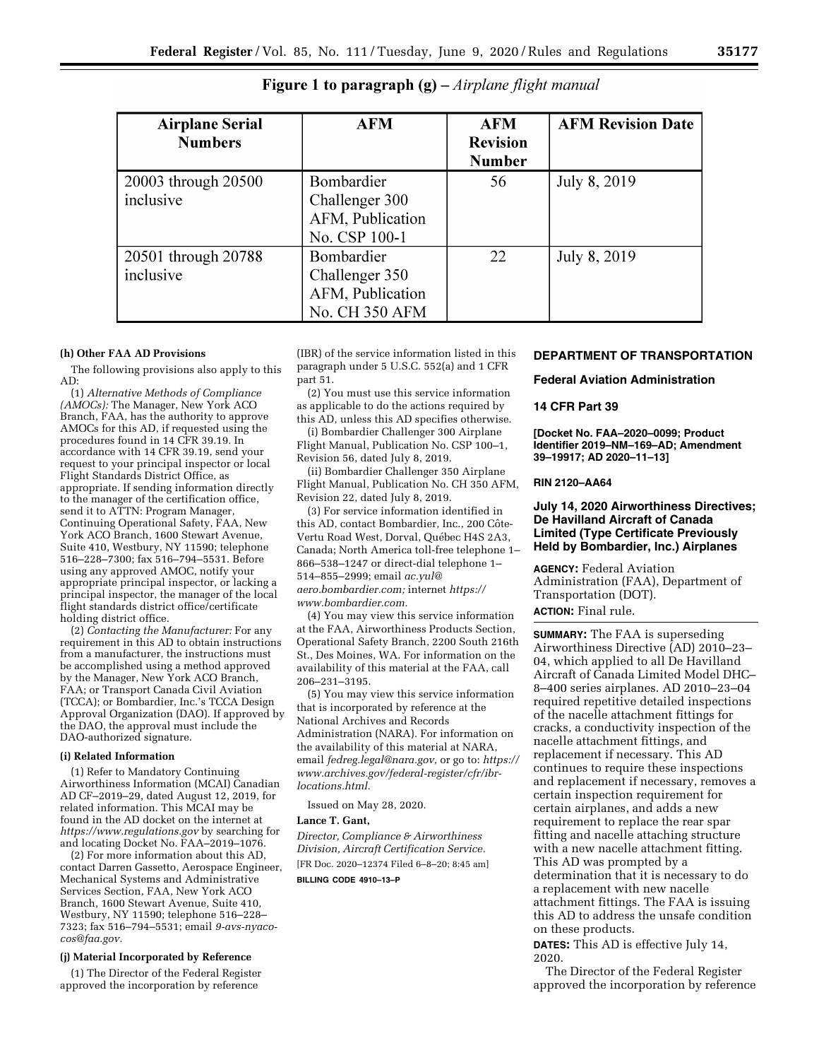**Figure 1 to paragraph (g) –** *Airplane flight manual*

| Airplane Serial Numbers | AFM | AFM Revision Number | AFM Revision Date |
|---|---|---|---|
| 20003 through 20500 inclusive | Bombardier Challenger 300 AFM, Publication No. CSP 100-1 | 56 | July 8, 2019 |
| 20501 through 20788 inclusive | Bombardier Challenger 350 AFM, Publication No. CH 350 AFM | 22 | July 8, 2019 |

**(h) Other FAA AD Provisions**

The following provisions also apply to this AD:

(1) *Alternative Methods of Compliance (AMOCs):* The Manager, New York ACO Branch, FAA, has the authority to approve AMOCs for this AD, if requested using the procedures found in 14 CFR 39.19. In accordance with 14 CFR 39.19, send your request to your principal inspector or local Flight Standards District Office, as appropriate. If sending information directly to the manager of the certification office, send it to ATTN: Program Manager, Continuing Operational Safety, FAA, New York ACO Branch, 1600 Stewart Avenue, Suite 410, Westbury, NY 11590; telephone 516–228–7300; fax 516–794–5531. Before using any approved AMOC, notify your appropriate principal inspector, or lacking a principal inspector, the manager of the local flight standards district office/certificate holding district office.

(2) *Contacting the Manufacturer:* For any requirement in this AD to obtain instructions from a manufacturer, the instructions must be accomplished using a method approved by the Manager, New York ACO Branch, FAA; or Transport Canada Civil Aviation (TCCA); or Bombardier, Inc.'s TCCA Design Approval Organization (DAO). If approved by the DAO, the approval must include the DAO-authorized signature.

**(i) Related Information**

(1) Refer to Mandatory Continuing Airworthiness Information (MCAI) Canadian AD CF–2019–29, dated August 12, 2019, for related information. This MCAI may be found in the AD docket on the internet at *https://www.regulations.gov* by searching for and locating Docket No. FAA–2019–1076.

(2) For more information about this AD, contact Darren Gassetto, Aerospace Engineer, Mechanical Systems and Administrative Services Section, FAA, New York ACO Branch, 1600 Stewart Avenue, Suite 410, Westbury, NY 11590; telephone 516–228–7323; fax 516–794–5531; email *9-avs-nyaco-cos@faa.gov.*

**(j) Material Incorporated by Reference**

(1) The Director of the Federal Register approved the incorporation by reference (IBR) of the service information listed in this paragraph under 5 U.S.C. 552(a) and 1 CFR part 51.

(2) You must use this service information as applicable to do the actions required by this AD, unless this AD specifies otherwise.

(i) Bombardier Challenger 300 Airplane Flight Manual, Publication No. CSP 100–1, Revision 56, dated July 8, 2019.

(ii) Bombardier Challenger 350 Airplane Flight Manual, Publication No. CH 350 AFM, Revision 22, dated July 8, 2019.

(3) For service information identified in this AD, contact Bombardier, Inc., 200 Côte-Vertu Road West, Dorval, Québec H4S 2A3, Canada; North America toll-free telephone 1–866–538–1247 or direct-dial telephone 1–514–855–2999; email *ac.yul@aero.bombardier.com;* internet *https://www.bombardier.com.*

(4) You may view this service information at the FAA, Airworthiness Products Section, Operational Safety Branch, 2200 South 216th St., Des Moines, WA. For information on the availability of this material at the FAA, call 206–231–3195.

(5) You may view this service information that is incorporated by reference at the National Archives and Records Administration (NARA). For information on the availability of this material at NARA, email *fedreg.legal@nara.gov,* or go to: *https://www.archives.gov/federal-register/cfr/ibr-locations.html.*

Issued on May 28, 2020.

**Lance T. Gant,**

*Director, Compliance & Airworthiness Division, Aircraft Certification Service.*

[FR Doc. 2020–12374 Filed 6–8–20; 8:45 am]

**BILLING CODE 4910–13–P**

## DEPARTMENT OF TRANSPORTATION

### Federal Aviation Administration

### 14 CFR Part 39

**[Docket No. FAA–2020–0099; Product Identifier 2019–NM–169–AD; Amendment 39–19917; AD 2020–11–13]**

**RIN 2120–AA64**

### July 14, 2020 Airworthiness Directives; De Havilland Aircraft of Canada Limited (Type Certificate Previously Held by Bombardier, Inc.) Airplanes

**AGENCY:** Federal Aviation Administration (FAA), Department of Transportation (DOT).

**ACTION:** Final rule.

**SUMMARY:** The FAA is superseding Airworthiness Directive (AD) 2010–23–04, which applied to all De Havilland Aircraft of Canada Limited Model DHC–8–400 series airplanes. AD 2010–23–04 required repetitive detailed inspections of the nacelle attachment fittings for cracks, a conductivity inspection of the nacelle attachment fittings, and replacement if necessary. This AD continues to require these inspections and replacement if necessary, removes a certain inspection requirement for certain airplanes, and adds a new requirement to replace the rear spar fitting and nacelle attaching structure with a new nacelle attachment fitting. This AD was prompted by a determination that it is necessary to do a replacement with new nacelle attachment fittings. The FAA is issuing this AD to address the unsafe condition on these products.

**DATES:** This AD is effective July 14, 2020.

The Director of the Federal Register approved the incorporation by reference